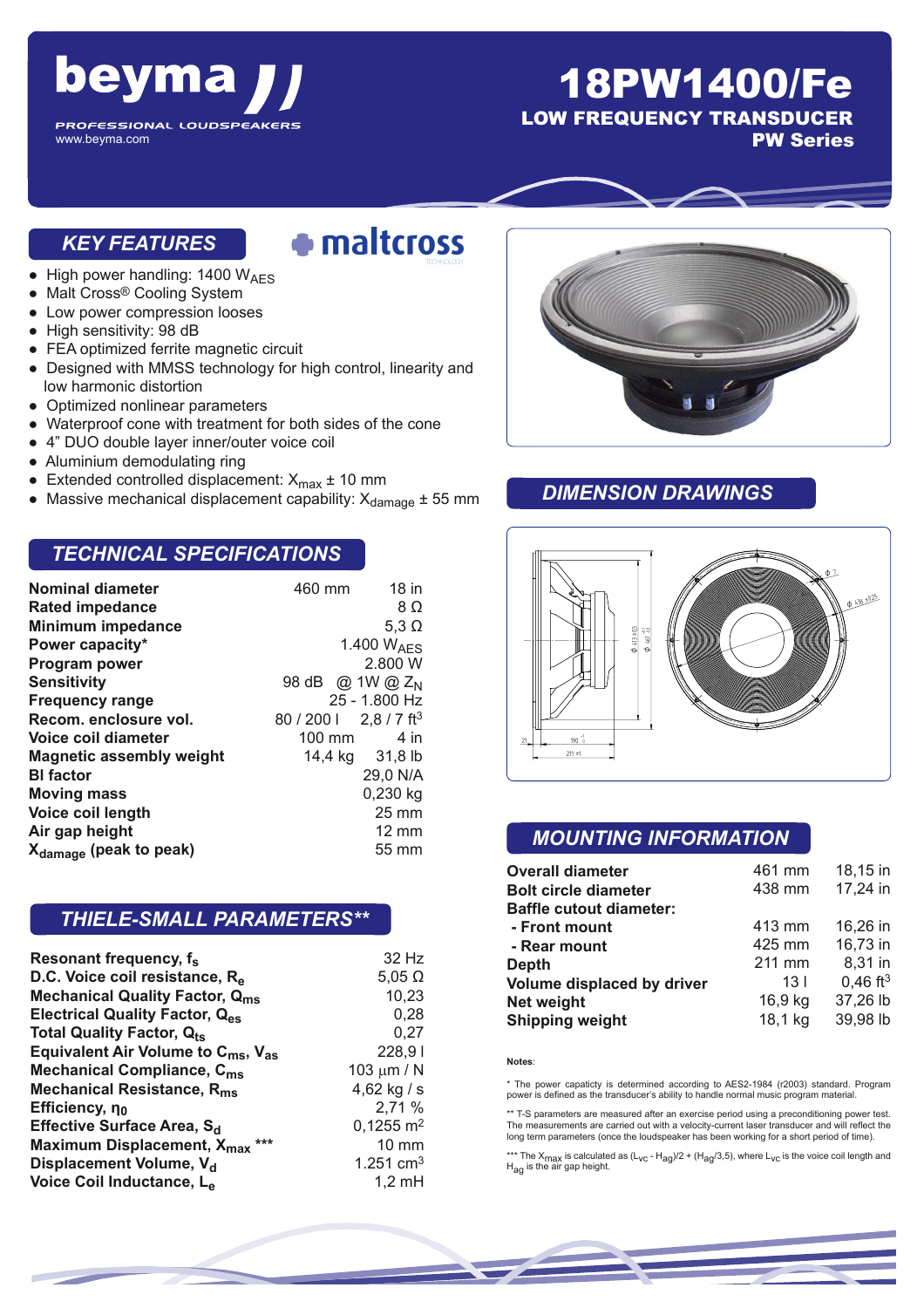# beyma

PROFESSIONAL LOUDSPEAKERS
www.beyma.com

# 18PW1400/Fe

## LOW FREQUENCY TRANSDUCER
## PW Series

## KEY FEATURES

maltcross

- High power handling: 1400 $W_{AES}$
- Malt Cross® Cooling System
- Low power compression looses
- High sensitivity: 98 dB
- FEA optimized ferrite magnetic circuit
- Designed with MMSS technology for high control, linearity and low harmonic distortion
- Optimized nonlinear parameters
- Waterproof cone with treatment for both sides of the cone
- 4" DUO double layer inner/outer voice coil
- Aluminium demodulating ring
- Extended controlled displacement: $X_{max}$ ± 10 mm
- Massive mechanical displacement capability: $X_{damage}$ ± 55 mm

## TECHNICAL SPECIFICATIONS

| | | |
|---|---|---|
| **Nominal diameter** | 460 mm | 18 in |
| **Rated impedance** | | 8 Ω |
| **Minimum impedance** | | 5,3 Ω |
| **Power capacity*** | | 1.400 $W_{AES}$ |
| **Program power** | | 2.800 W |
| **Sensitivity** | 98 dB | @ 1W @ $Z_N$ |
| **Frequency range** | | 25 - 1.800 Hz |
| **Recom. enclosure vol.** | 80 / 200 l | 2,8 / 7 $ft^3$ |
| **Voice coil diameter** | 100 mm | 4 in |
| **Magnetic assembly weight** | 14,4 kg | 31,8 lb |
| **Bl factor** | | 29,0 N/A |
| **Moving mass** | | 0,230 kg |
| **Voice coil length** | | 25 mm |
| **Air gap height** | | 12 mm |
| **$X_{damage}$ (peak to peak)** | | 55 mm |

## THIELE-SMALL PARAMETERS**

| | |
|---|---|
| **Resonant frequency, $f_s$** | 32 Hz |
| **D.C. Voice coil resistance, $R_e$** | 5,05 Ω |
| **Mechanical Quality Factor, $Q_{ms}$** | 10,23 |
| **Electrical Quality Factor, $Q_{es}$** | 0,28 |
| **Total Quality Factor, $Q_{ts}$** | 0,27 |
| **Equivalent Air Volume to $C_{ms}$, $V_{as}$** | 228,9 l |
| **Mechanical Compliance, $C_{ms}$** | 103 μm / N |
| **Mechanical Resistance, $R_{ms}$** | 4,62 kg / s |
| **Efficiency, $\eta_0$** | 2,71 % |
| **Effective Surface Area, $S_d$** | 0,1255 $m^2$ |
| **Maximum Displacement, $X_{max}$ *** ** | 10 mm |
| **Displacement Volume, $V_d$** | 1.251 $cm^3$ |
| **Voice Coil Inductance, $L_e$** | 1,2 mH |

## DIMENSION DRAWINGS

## MOUNTING INFORMATION

| | | |
|---|---|---|
| **Overall diameter** | 461 mm | 18,15 in |
| **Bolt circle diameter** | 438 mm | 17,24 in |
| **Baffle cutout diameter:** | | |
| **- Front mount** | 413 mm | 16,26 in |
| **- Rear mount** | 425 mm | 16,73 in |
| **Depth** | 211 mm | 8,31 in |
| **Volume displaced by driver** | 13 l | 0,46 $ft^3$ |
| **Net weight** | 16,9 kg | 37,26 lb |
| **Shipping weight** | 18,1 kg | 39,98 lb |

**Notes**:

* The power capacity is determined according to AES2-1984 (r2003) standard. Program power is defined as the transducer's ability to handle normal music program material.

** T-S parameters are measured after an exercise period using a preconditioning power test. The measurements are carried out with a velocity-current laser transducer and will reflect the long term parameters (once the loudspeaker has been working for a short period of time).

*** The $X_{max}$ is calculated as $(L_{VC} - H_{ag})/2 + (H_{ag}/3{,}5)$, where $L_{VC}$ is the voice coil length and $H_{ag}$ is the air gap height.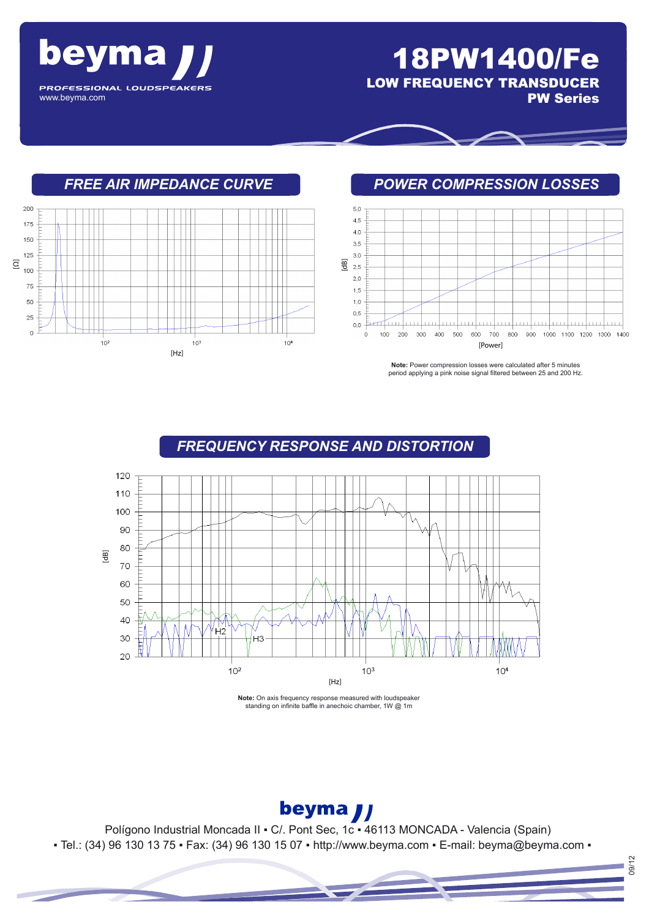beyma
PROFESSIONAL LOUDSPEAKERS
www.beyma.com

# 18PW1400/Fe

## LOW FREQUENCY TRANSDUCER
## PW Series

## FREE AIR IMPEDANCE CURVE

200
175
150
125
100
75
50
25
0
[Ω]
$10^2$
$10^3$
$10^4$
[Hz]

## POWER COMPRESSION LOSSES

5,0
4,5
4,0
3,5
3,0
2,5
2,0
1,5
1,0
0,5
0,0
[dB]
0 100 200 300 400 500 600 700 800 900 1000 1100 1200 1300 1400
[Power]

**Note:** Power compression losses were calculated after 5 minutes period applying a pink noise signal filtered between 25 and 200 Hz.

## FREQUENCY RESPONSE AND DISTORTION

120
110
100
90
80
70
60
50
40
30
20
[dB]
H2
H3
$10^2$
$10^3$
$10^4$
[Hz]

**Note:** On axis frequency response measured with loudspeaker standing on infinite baffle in anechoic chamber, 1W @ 1m

beyma

Polígono Industrial Moncada II ▪ C/. Pont Sec, 1c ▪ 46113 MONCADA - Valencia (Spain)
▪ Tel.: (34) 96 130 13 75 ▪ Fax: (34) 96 130 15 07 ▪ http://www.beyma.com ▪ E-mail: beyma@beyma.com ▪

09/12